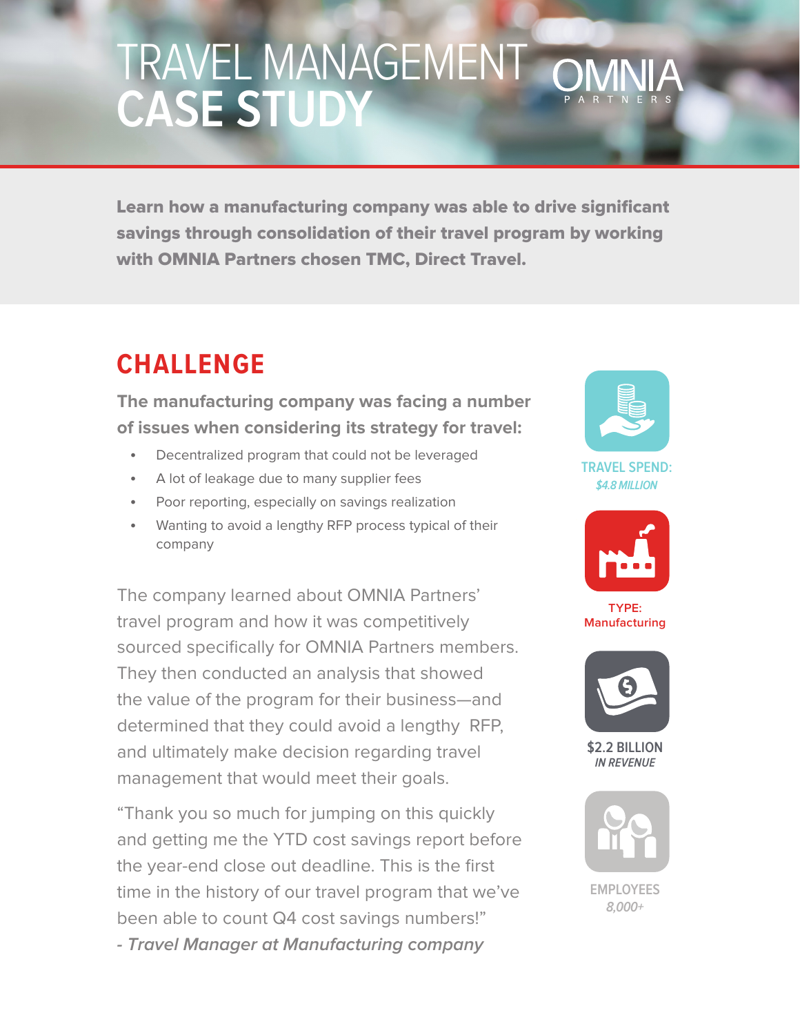# TRAVEL MANAGEMENT CASE STUDY

OMNIA PARTNERS

**Learn how a manufacturing company was able to drive significant savings through consolidation of their travel program by working with OMNIA Partners chosen TMC, Direct Travel.**

## CHALLENGE

**The manufacturing company was facing a number of issues when considering its strategy for travel:**

- Decentralized program that could not be leveraged
- A lot of leakage due to many supplier fees
- Poor reporting, especially on savings realization
- Wanting to avoid a lengthy RFP process typical of their company

The company learned about OMNIA Partners' travel program and how it was competitively sourced specifically for OMNIA Partners members. They then conducted an analysis that showed the value of the program for their business—and determined that they could avoid a lengthy RFP, and ultimately make decision regarding travel management that would meet their goals.

"Thank you so much for jumping on this quickly and getting me the YTD cost savings report before the year-end close out deadline. This is the first time in the history of our travel program that we've been able to count Q4 cost savings numbers!"
*- Travel Manager at Manufacturing company*

**TRAVEL SPEND:**
*$4.8 MILLION*

**TYPE:**
Manufacturing

**$2.2 BILLION**
*IN REVENUE*

**EMPLOYEES**
*8,000+*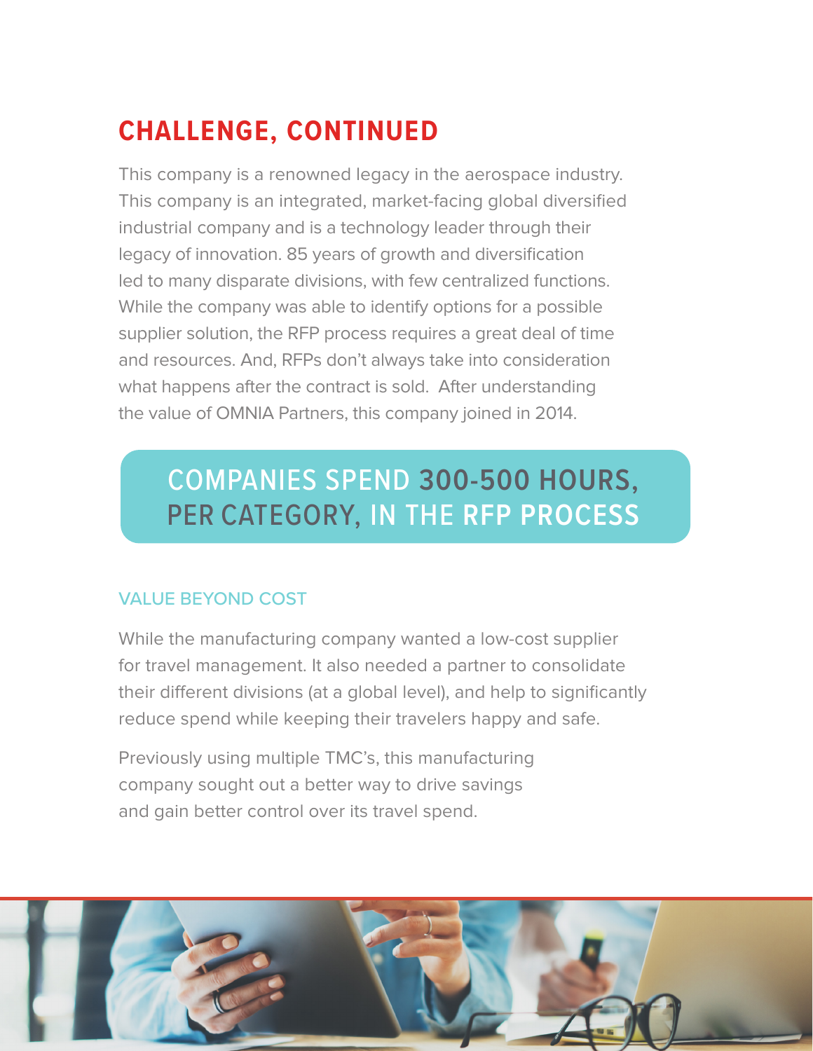## CHALLENGE, CONTINUED

This company is a renowned legacy in the aerospace industry. This company is an integrated, market-facing global diversified industrial company and is a technology leader through their legacy of innovation. 85 years of growth and diversification led to many disparate divisions, with few centralized functions. While the company was able to identify options for a possible supplier solution, the RFP process requires a great deal of time and resources. And, RFPs don't always take into consideration what happens after the contract is sold. After understanding the value of OMNIA Partners, this company joined in 2014.

**COMPANIES SPEND 300-500 HOURS, PER CATEGORY, IN THE RFP PROCESS**

### VALUE BEYOND COST

While the manufacturing company wanted a low-cost supplier for travel management. It also needed a partner to consolidate their different divisions (at a global level), and help to significantly reduce spend while keeping their travelers happy and safe.

Previously using multiple TMC's, this manufacturing company sought out a better way to drive savings and gain better control over its travel spend.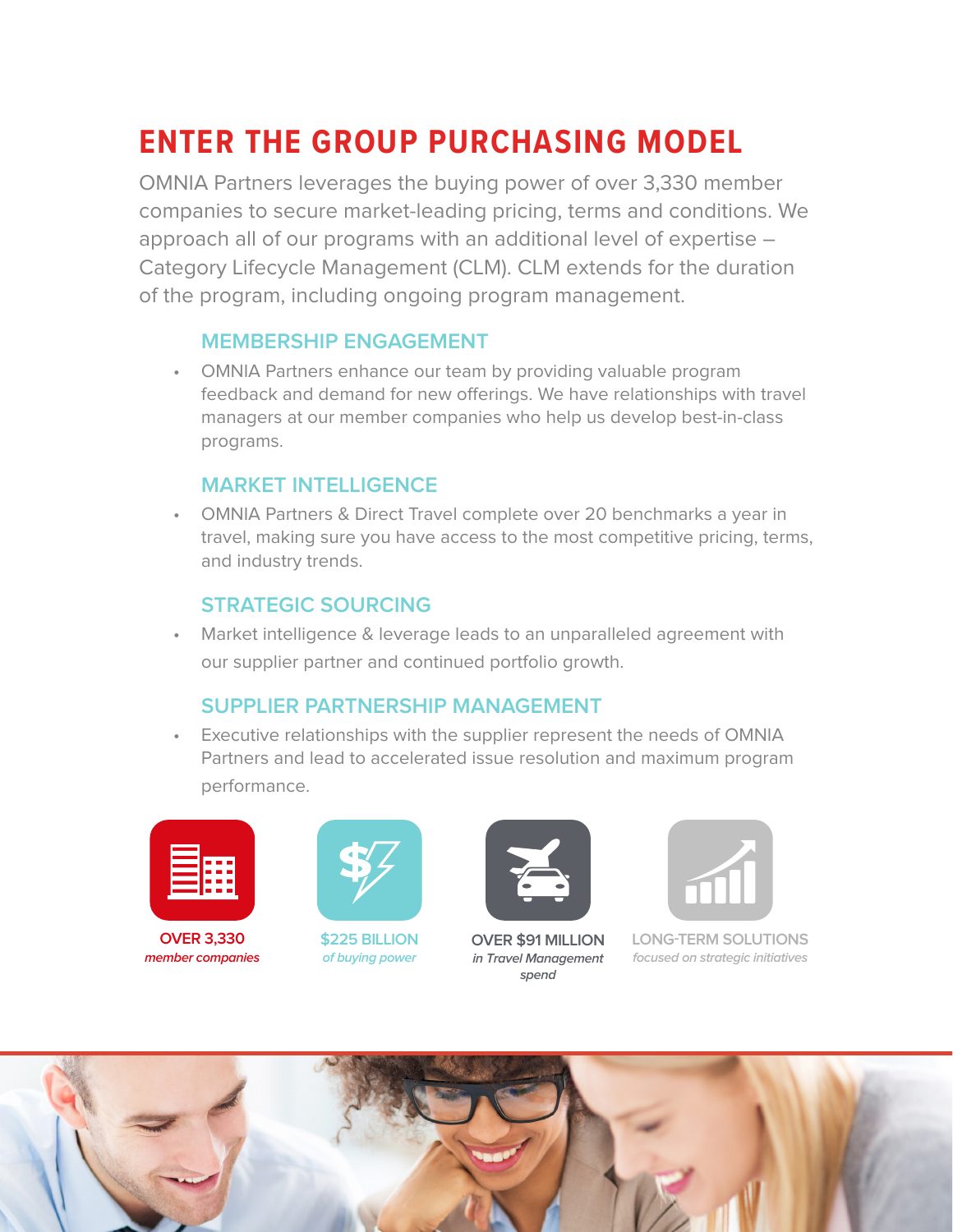# ENTER THE GROUP PURCHASING MODEL

OMNIA Partners leverages the buying power of over 3,330 member companies to secure market-leading pricing, terms and conditions. We approach all of our programs with an additional level of expertise – Category Lifecycle Management (CLM). CLM extends for the duration of the program, including ongoing program management.

### MEMBERSHIP ENGAGEMENT

- OMNIA Partners enhance our team by providing valuable program feedback and demand for new offerings. We have relationships with travel managers at our member companies who help us develop best-in-class programs.

### MARKET INTELLIGENCE

- OMNIA Partners & Direct Travel complete over 20 benchmarks a year in travel, making sure you have access to the most competitive pricing, terms, and industry trends.

### STRATEGIC SOURCING

- Market intelligence & leverage leads to an unparalleled agreement with our supplier partner and continued portfolio growth.

### SUPPLIER PARTNERSHIP MANAGEMENT

- Executive relationships with the supplier represent the needs of OMNIA Partners and lead to accelerated issue resolution and maximum program performance.

**OVER 3,330**
*member companies*

**$225 BILLION**
*of buying power*

**OVER $91 MILLION**
*in Travel Management spend*

**LONG-TERM SOLUTIONS**
*focused on strategic initiatives*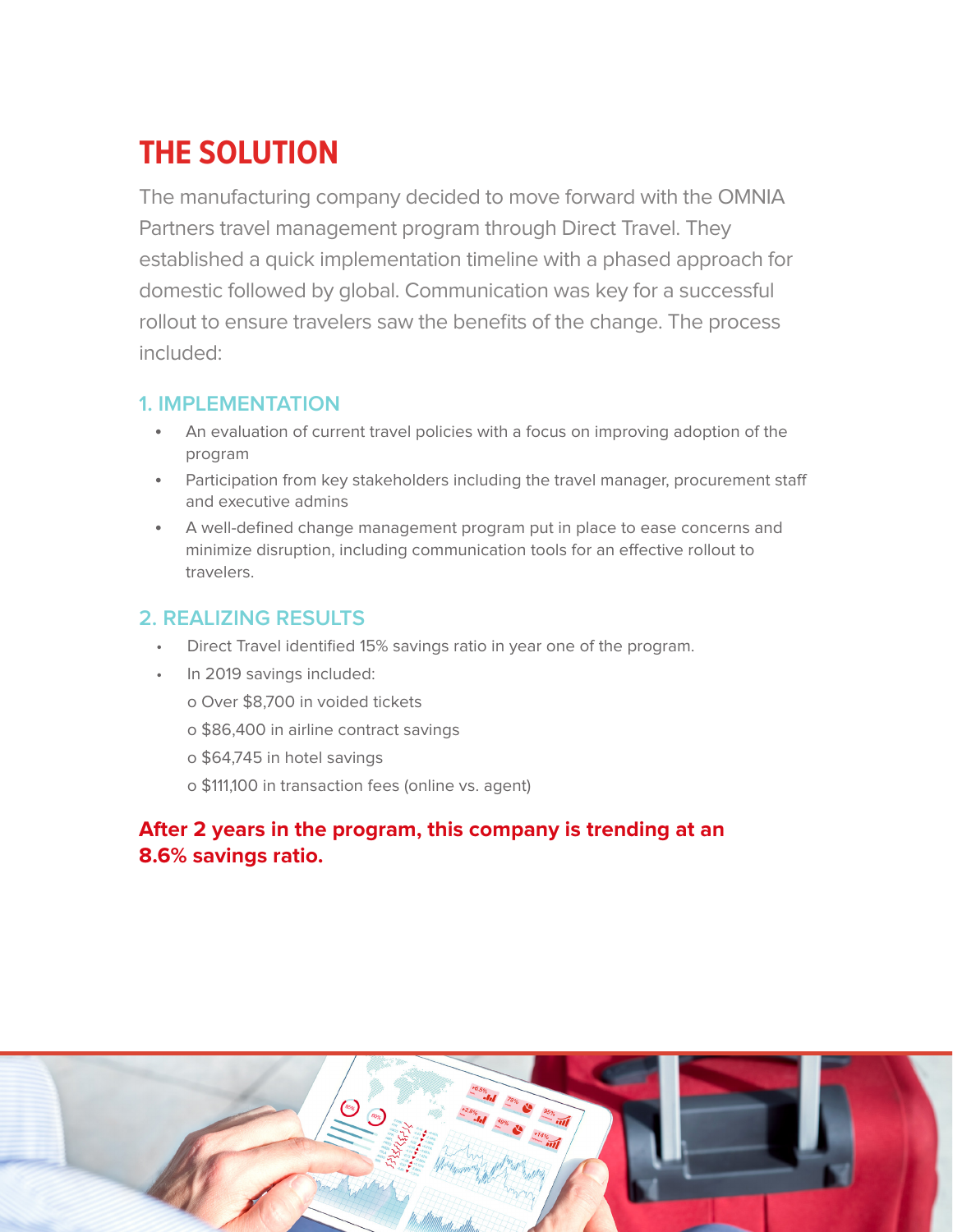# THE SOLUTION

The manufacturing company decided to move forward with the OMNIA Partners travel management program through Direct Travel. They established a quick implementation timeline with a phased approach for domestic followed by global. Communication was key for a successful rollout to ensure travelers saw the benefits of the change. The process included:

### 1. IMPLEMENTATION

- An evaluation of current travel policies with a focus on improving adoption of the program
- Participation from key stakeholders including the travel manager, procurement staff and executive admins
- A well-defined change management program put in place to ease concerns and minimize disruption, including communication tools for an effective rollout to travelers.

### 2. REALIZING RESULTS

- Direct Travel identified 15% savings ratio in year one of the program.
- In 2019 savings included:
  - Over $8,700 in voided tickets
  - $86,400 in airline contract savings
  - $64,745 in hotel savings
  - $111,100 in transaction fees (online vs. agent)

**After 2 years in the program, this company is trending at an 8.6% savings ratio.**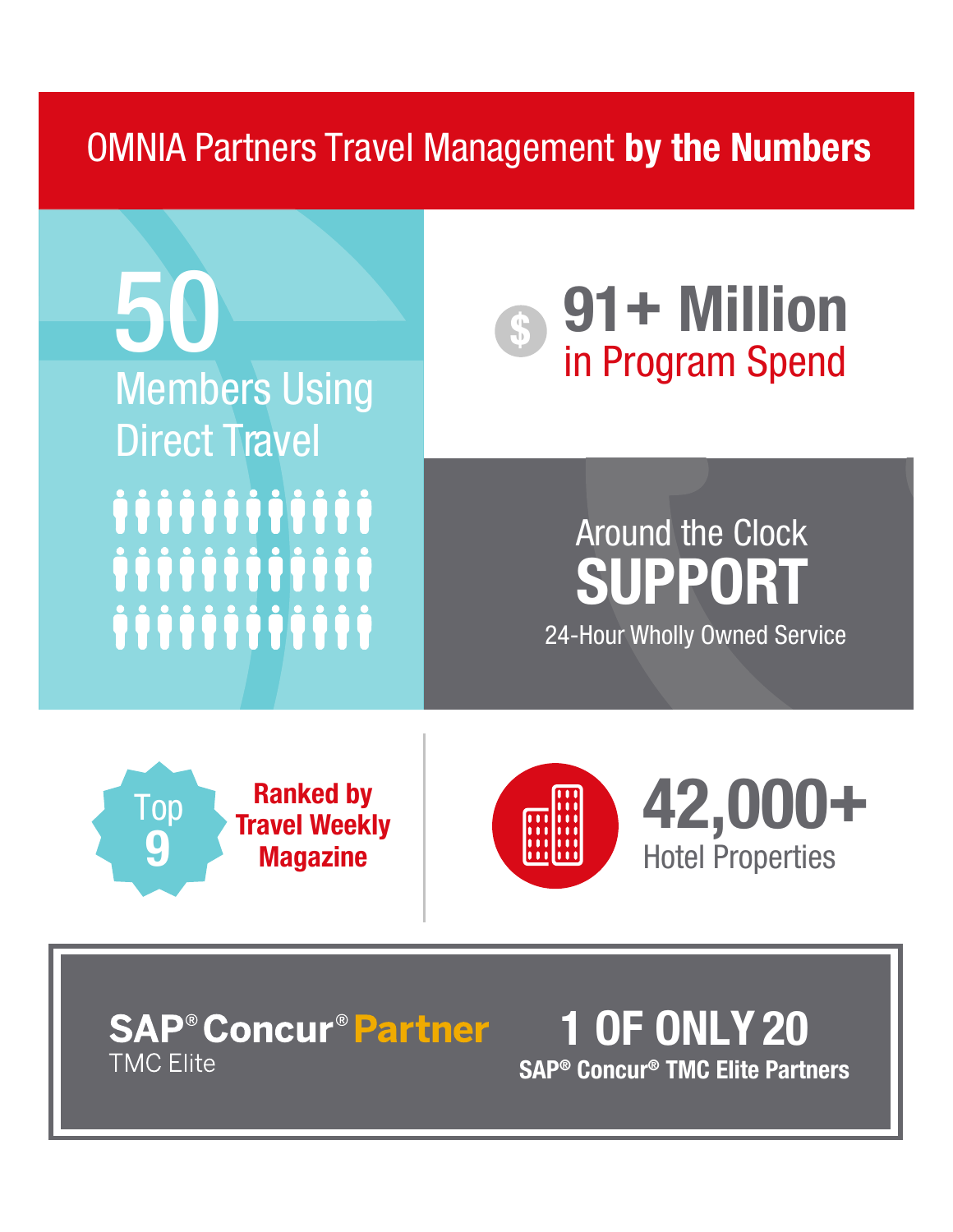# OMNIA Partners Travel Management **by the Numbers**

**50**
Members Using Direct Travel

**91+ Million**
in Program Spend

Around the Clock
**SUPPORT**
24-Hour Wholly Owned Service

**Top 9**
**Ranked by Travel Weekly Magazine**

**42,000+**
Hotel Properties

**SAP® Concur® Partner**
TMC Elite

**1 OF ONLY 20**
**SAP® Concur® TMC Elite Partners**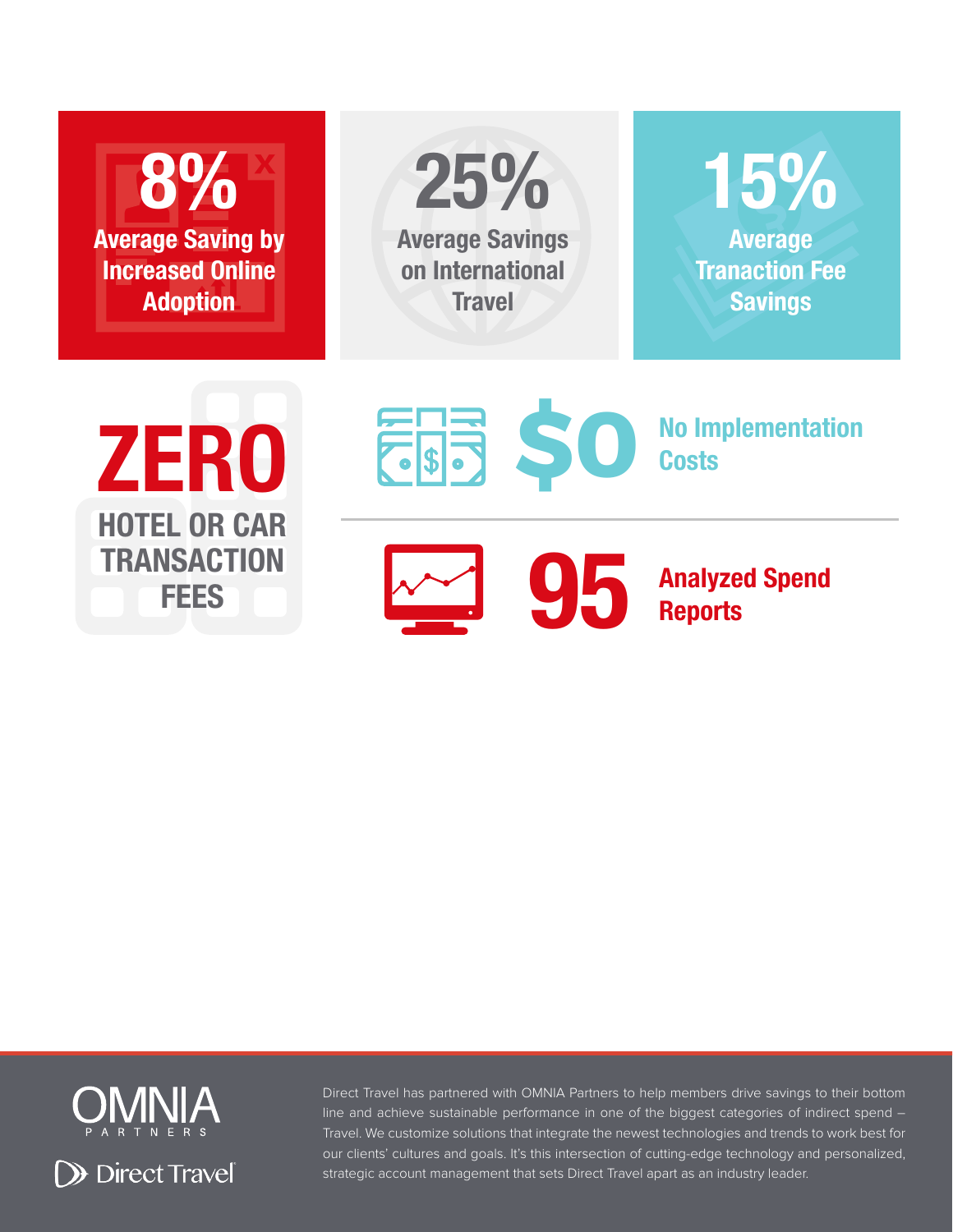**8%**
Average Saving by Increased Online Adoption

**25%**
Average Savings on International Travel

**15%**
Average Tranaction Fee Savings

**ZERO**
HOTEL OR CAR TRANSACTION FEES

**$0**
No Implementation Costs

**95**
Analyzed Spend Reports

OMNIA PARTNERS

Direct Travel

Direct Travel has partnered with OMNIA Partners to help members drive savings to their bottom line and achieve sustainable performance in one of the biggest categories of indirect spend – Travel. We customize solutions that integrate the newest technologies and trends to work best for our clients' cultures and goals. It's this intersection of cutting-edge technology and personalized, strategic account management that sets Direct Travel apart as an industry leader.